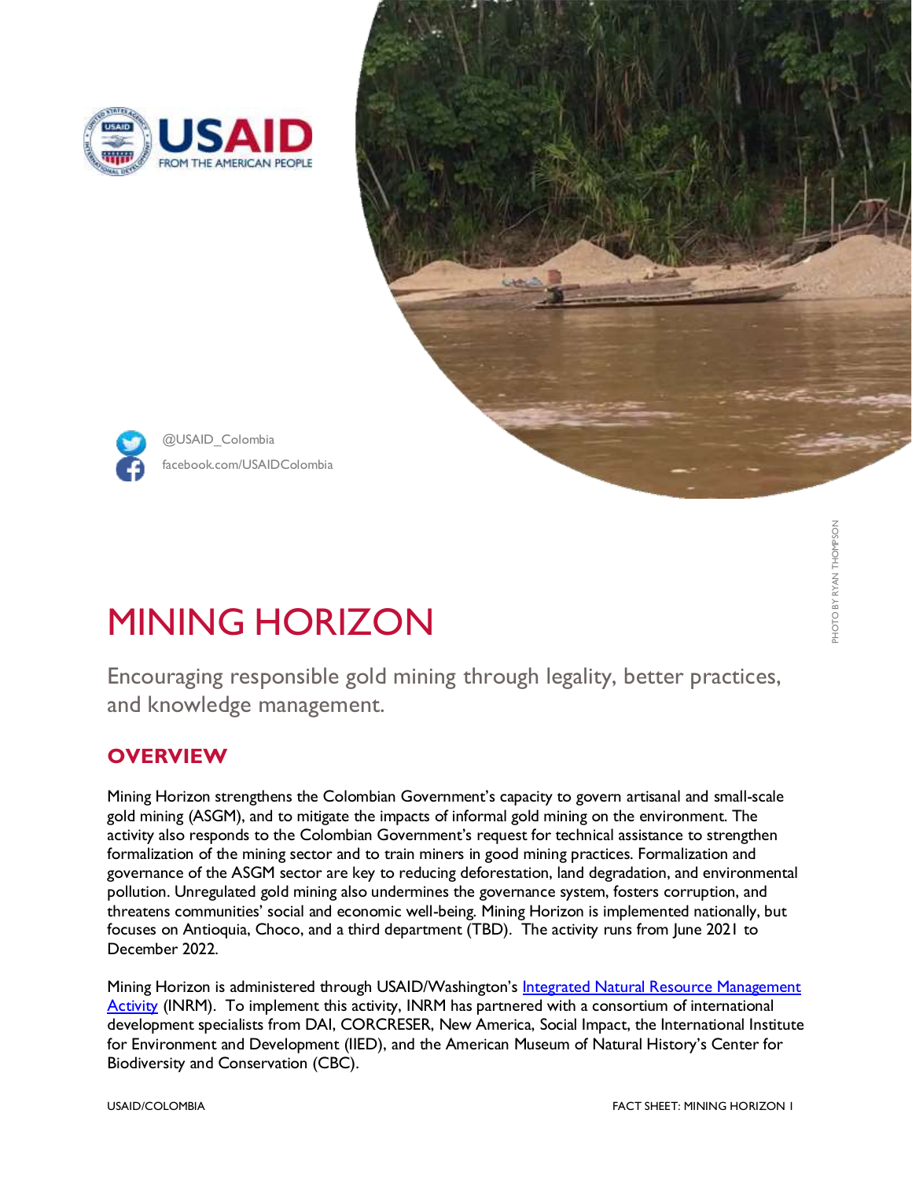USAID FROM THE AMERICAN PEOPLE

@USAID_Colombia

facebook.com/USAIDColombia

PHOTO BY RYAN THOMPSON

# MINING HORIZON

Encouraging responsible gold mining through legality, better practices, and knowledge management.

## OVERVIEW

Mining Horizon strengthens the Colombian Government's capacity to govern artisanal and small-scale gold mining (ASGM), and to mitigate the impacts of informal gold mining on the environment. The activity also responds to the Colombian Government's request for technical assistance to strengthen formalization of the mining sector and to train miners in good mining practices. Formalization and governance of the ASGM sector are key to reducing deforestation, land degradation, and environmental pollution. Unregulated gold mining also undermines the governance system, fosters corruption, and threatens communities' social and economic well-being. Mining Horizon is implemented nationally, but focuses on Antioquia, Choco, and a third department (TBD). The activity runs from June 2021 to December 2022.

Mining Horizon is administered through USAID/Washington's Integrated Natural Resource Management Activity (INRM). To implement this activity, INRM has partnered with a consortium of international development specialists from DAI, CORCRESER, New America, Social Impact, the International Institute for Environment and Development (IIED), and the American Museum of Natural History's Center for Biodiversity and Conservation (CBC).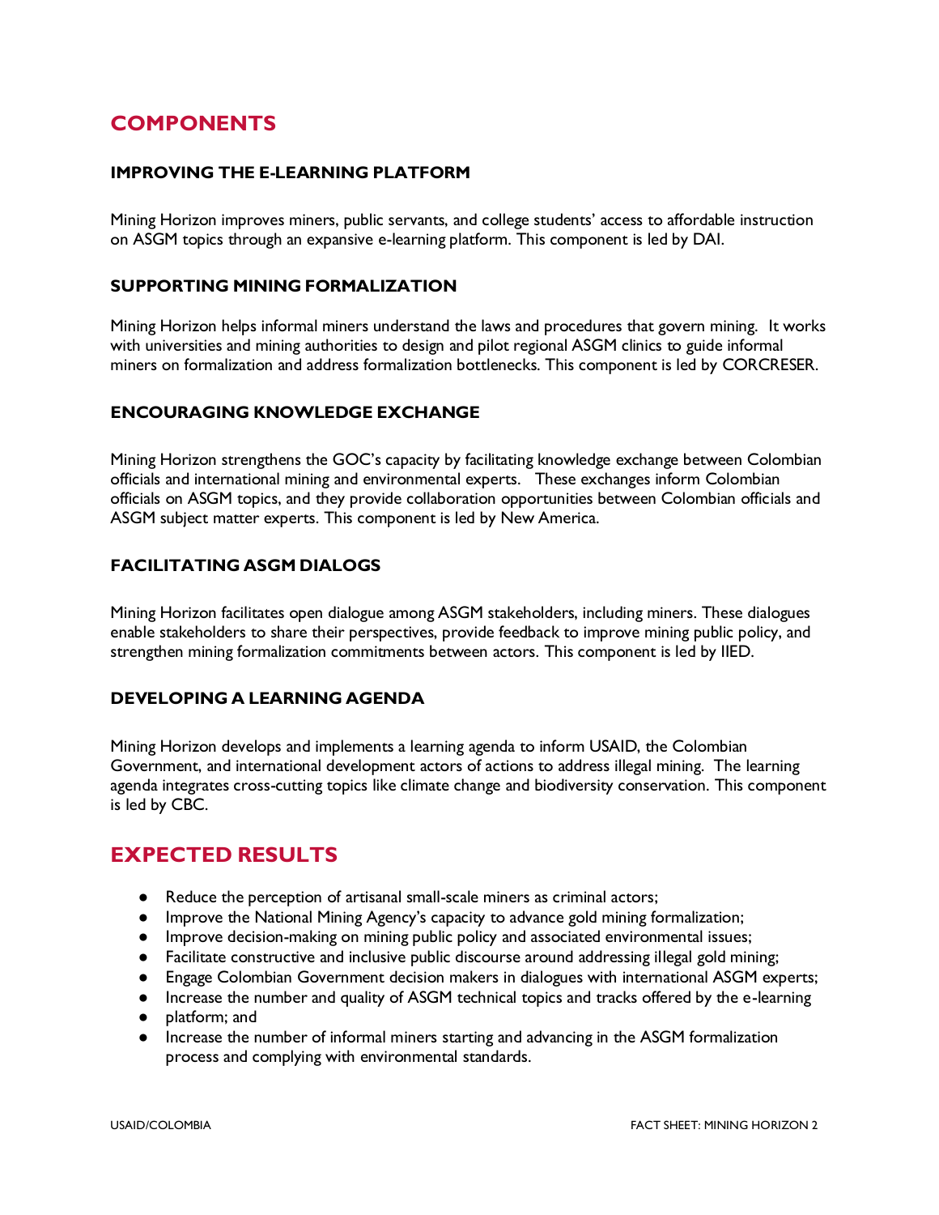## COMPONENTS

### IMPROVING THE E-LEARNING PLATFORM

Mining Horizon improves miners, public servants, and college students' access to affordable instruction on ASGM topics through an expansive e-learning platform. This component is led by DAI.

### SUPPORTING MINING FORMALIZATION

Mining Horizon helps informal miners understand the laws and procedures that govern mining. It works with universities and mining authorities to design and pilot regional ASGM clinics to guide informal miners on formalization and address formalization bottlenecks. This component is led by CORCRESER.

### ENCOURAGING KNOWLEDGE EXCHANGE

Mining Horizon strengthens the GOC's capacity by facilitating knowledge exchange between Colombian officials and international mining and environmental experts. These exchanges inform Colombian officials on ASGM topics, and they provide collaboration opportunities between Colombian officials and ASGM subject matter experts. This component is led by New America.

### FACILITATING ASGM DIALOGS

Mining Horizon facilitates open dialogue among ASGM stakeholders, including miners. These dialogues enable stakeholders to share their perspectives, provide feedback to improve mining public policy, and strengthen mining formalization commitments between actors. This component is led by IIED.

### DEVELOPING A LEARNING AGENDA

Mining Horizon develops and implements a learning agenda to inform USAID, the Colombian Government, and international development actors of actions to address illegal mining. The learning agenda integrates cross-cutting topics like climate change and biodiversity conservation. This component is led by CBC.

## EXPECTED RESULTS

- Reduce the perception of artisanal small-scale miners as criminal actors;
- Improve the National Mining Agency's capacity to advance gold mining formalization;
- Improve decision-making on mining public policy and associated environmental issues;
- Facilitate constructive and inclusive public discourse around addressing illegal gold mining;
- Engage Colombian Government decision makers in dialogues with international ASGM experts;
- Increase the number and quality of ASGM technical topics and tracks offered by the e-learning
- platform; and
- Increase the number of informal miners starting and advancing in the ASGM formalization process and complying with environmental standards.